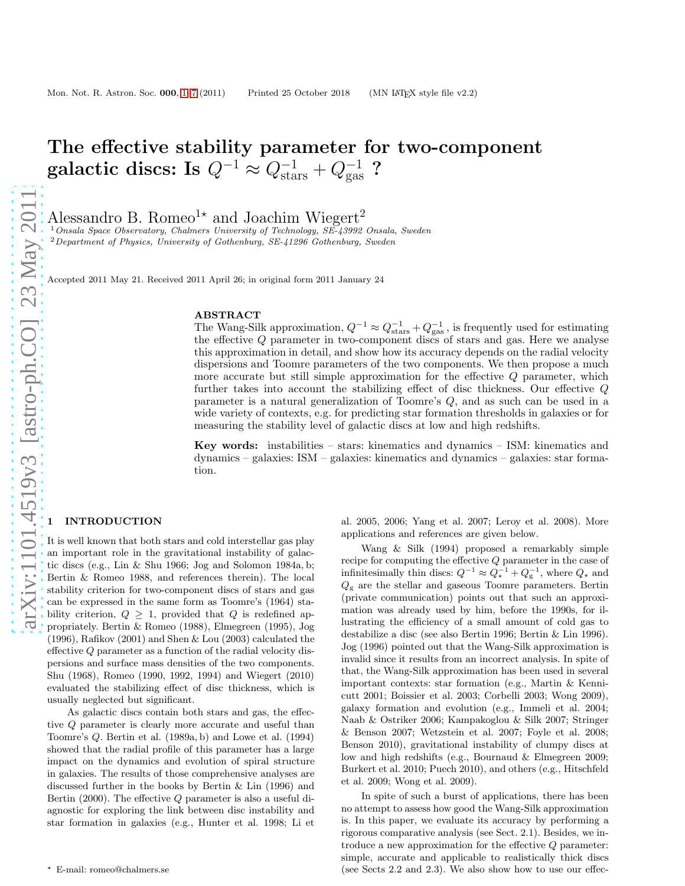# The effective stability parameter for two-component galactic discs: Is $Q^{-1} \approx Q_{\rm stars}^{-1} + Q_{\rm gas}^{-1}$ ?

Alessandro B. Romeo[1]⋆ and Joachim Wiegert[2]

[1] *Onsala Space Observatory, Chalmers University of Technology, SE-43992 Onsala, Sweden*
[2] *Department of Physics, University of Gothenburg, SE-41296 Gothenburg, Sweden*

Accepted 2011 May 21. Received 2011 April 26; in original form 2011 January 24

## ABSTRACT

The Wang-Silk approximation, $Q^{-1} \approx Q_{\rm stars}^{-1} + Q_{\rm gas}^{-1}$, is frequently used for estimating the effective $Q$ parameter in two-component discs of stars and gas. Here we analyse this approximation in detail, and show how its accuracy depends on the radial velocity dispersions and Toomre parameters of the two components. We then propose a much more accurate but still simple approximation for the effective $Q$ parameter, which further takes into account the stabilizing effect of disc thickness. Our effective $Q$ parameter is a natural generalization of Toomre's $Q$, and as such can be used in a wide variety of contexts, e.g. for predicting star formation thresholds in galaxies or for measuring the stability level of galactic discs at low and high redshifts.

**Key words:** instabilities – stars: kinematics and dynamics – ISM: kinematics and dynamics – galaxies: ISM – galaxies: kinematics and dynamics – galaxies: star formation.

## 1 INTRODUCTION

It is well known that both stars and cold interstellar gas play an important role in the gravitational instability of galactic discs (e.g., Lin & Shu 1966; Jog and Solomon 1984a, b; Bertin & Romeo 1988, and references therein). The local stability criterion for two-component discs of stars and gas can be expressed in the same form as Toomre's (1964) stability criterion, $Q \geq 1$, provided that $Q$ is redefined appropriately. Bertin & Romeo (1988), Elmegreen (1995), Jog (1996), Rafikov (2001) and Shen & Lou (2003) calculated the effective $Q$ parameter as a function of the radial velocity dispersions and surface mass densities of the two components. Shu (1968), Romeo (1990, 1992, 1994) and Wiegert (2010) evaluated the stabilizing effect of disc thickness, which is usually neglected but significant.

As galactic discs contain both stars and gas, the effective $Q$ parameter is clearly more accurate and useful than Toomre's $Q$. Bertin et al. (1989a, b) and Lowe et al. (1994) showed that the radial profile of this parameter has a large impact on the dynamics and evolution of spiral structure in galaxies. The results of those comprehensive analyses are discussed further in the books by Bertin & Lin (1996) and Bertin (2000). The effective $Q$ parameter is also a useful diagnostic for exploring the link between disc instability and star formation in galaxies (e.g., Hunter et al. 1998; Li et al. 2005, 2006; Yang et al. 2007; Leroy et al. 2008). More applications and references are given below.

Wang & Silk (1994) proposed a remarkably simple recipe for computing the effective $Q$ parameter in the case of infinitesimally thin discs: $Q^{-1} \approx Q_\star^{-1} + Q_{\rm g}^{-1}$, where $Q_\star$ and $Q_{\rm g}$ are the stellar and gaseous Toomre parameters. Bertin (private communication) points out that such an approximation was already used by him, before the 1990s, for illustrating the efficiency of a small amount of cold gas to destabilize a disc (see also Bertin 1996; Bertin & Lin 1996). Jog (1996) pointed out that the Wang-Silk approximation is invalid since it results from an incorrect analysis. In spite of that, the Wang-Silk approximation has been used in several important contexts: star formation (e.g., Martin & Kennicutt 2001; Boissier et al. 2003; Corbelli 2003; Wong 2009), galaxy formation and evolution (e.g., Immeli et al. 2004; Naab & Ostriker 2006; Kampakoglou & Silk 2007; Stringer & Benson 2007; Wetzstein et al. 2007; Foyle et al. 2008; Benson 2010), gravitational instability of clumpy discs at low and high redshifts (e.g., Bournaud & Elmegreen 2009; Burkert et al. 2010; Puech 2010), and others (e.g., Hitschfeld et al. 2009; Wong et al. 2009).

In spite of such a burst of applications, there has been no attempt to assess how good the Wang-Silk approximation is. In this paper, we evaluate its accuracy by performing a rigorous comparative analysis (see Sect. 2.1). Besides, we introduce a new approximation for the effective $Q$ parameter: simple, accurate and applicable to realistically thick discs (see Sects 2.2 and 2.3). We also show how to use our effec-

⋆ E-mail: romeo@chalmers.se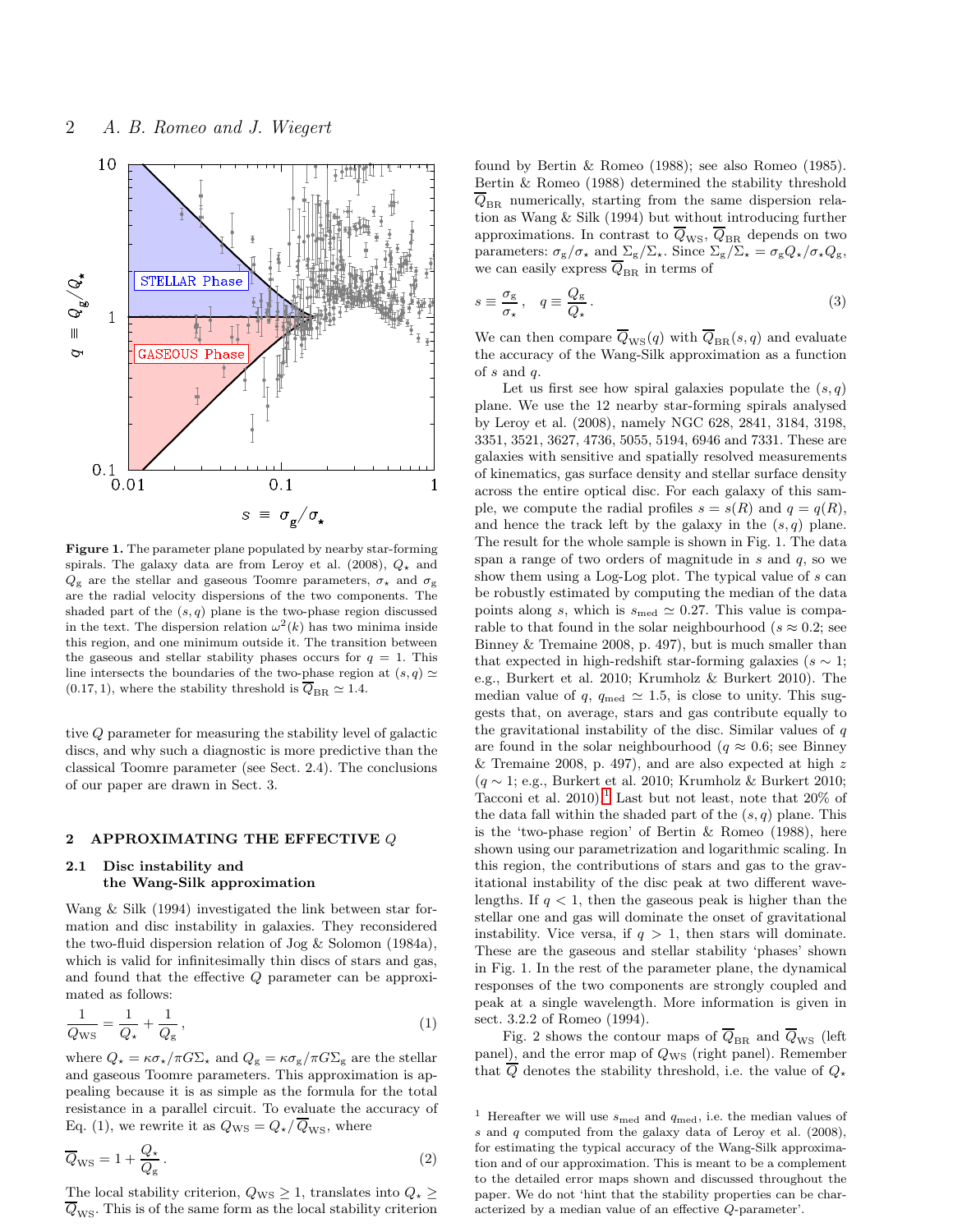**Figure 1.** The parameter plane populated by nearby star-forming spirals. The galaxy data are from Leroy et al. (2008), $Q_\star$ and $Q_\mathrm{g}$ are the stellar and gaseous Toomre parameters, $\sigma_\star$ and $\sigma_\mathrm{g}$ are the radial velocity dispersions of the two components. The shaded part of the $(s,q)$ plane is the two-phase region discussed in the text. The dispersion relation $\omega^2(k)$ has two minima inside this region, and one minimum outside it. The transition between the gaseous and stellar stability phases occurs for $q=1$. This line intersects the boundaries of the two-phase region at $(s,q)\simeq(0.17,1)$, where the stability threshold is $\overline{Q}_\mathrm{BR}\simeq1.4$.

tive $Q$ parameter for measuring the stability level of galactic discs, and why such a diagnostic is more predictive than the classical Toomre parameter (see Sect. 2.4). The conclusions of our paper are drawn in Sect. 3.

## 2 APPROXIMATING THE EFFECTIVE $Q$

### 2.1 Disc instability and the Wang-Silk approximation

Wang & Silk (1994) investigated the link between star formation and disc instability in galaxies. They reconsidered the two-fluid dispersion relation of Jog & Solomon (1984a), which is valid for infinitesimally thin discs of stars and gas, and found that the effective $Q$ parameter can be approximated as follows:

$$\frac{1}{Q_\mathrm{WS}}=\frac{1}{Q_\star}+\frac{1}{Q_\mathrm{g}}\,, \tag{1}$$

where $Q_\star=\kappa\sigma_\star/\pi G\Sigma_\star$ and $Q_\mathrm{g}=\kappa\sigma_\mathrm{g}/\pi G\Sigma_\mathrm{g}$ are the stellar and gaseous Toomre parameters. This approximation is appealing because it is as simple as the formula for the total resistance in a parallel circuit. To evaluate the accuracy of Eq. (1), we rewrite it as $Q_\mathrm{WS}=Q_\star/\overline{Q}_\mathrm{WS}$, where

$$\overline{Q}_\mathrm{WS}=1+\frac{Q_\star}{Q_\mathrm{g}}\,. \tag{2}$$

The local stability criterion, $Q_\mathrm{WS}\geq1$, translates into $Q_\star\geq\overline{Q}_\mathrm{WS}$. This is of the same form as the local stability criterion found by Bertin & Romeo (1988); see also Romeo (1985). Bertin & Romeo (1988) determined the stability threshold $\overline{Q}_\mathrm{BR}$ numerically, starting from the same dispersion relation as Wang & Silk (1994) but without introducing further approximations. In contrast to $\overline{Q}_\mathrm{WS}$, $\overline{Q}_\mathrm{BR}$ depends on two parameters: $\sigma_\mathrm{g}/\sigma_\star$ and $\Sigma_\mathrm{g}/\Sigma_\star$. Since $\Sigma_\mathrm{g}/\Sigma_\star=\sigma_\mathrm{g}Q_\star/\sigma_\star Q_\mathrm{g}$, we can easily express $\overline{Q}_\mathrm{BR}$ in terms of

$$s\equiv\frac{\sigma_\mathrm{g}}{\sigma_\star}\,,\quad q\equiv\frac{Q_\mathrm{g}}{Q_\star}\,. \tag{3}$$

We can then compare $\overline{Q}_\mathrm{WS}(q)$ with $\overline{Q}_\mathrm{BR}(s,q)$ and evaluate the accuracy of the Wang-Silk approximation as a function of $s$ and $q$.

Let us first see how spiral galaxies populate the $(s,q)$ plane. We use the 12 nearby star-forming spirals analysed by Leroy et al. (2008), namely NGC 628, 2841, 3184, 3198, 3351, 3521, 3627, 4736, 5055, 5194, 6946 and 7331. These are galaxies with sensitive and spatially resolved measurements of kinematics, gas surface density and stellar surface density across the entire optical disc. For each galaxy of this sample, we compute the radial profiles $s=s(R)$ and $q=q(R)$, and hence the track left by the galaxy in the $(s,q)$ plane. The result for the whole sample is shown in Fig. 1. The data span a range of two orders of magnitude in $s$ and $q$, so we show them using a Log-Log plot. The typical value of $s$ can be robustly estimated by computing the median of the data points along $s$, which is $s_\mathrm{med}\simeq0.27$. This value is comparable to that found in the solar neighbourhood ($s\approx0.2$; see Binney & Tremaine 2008, p. 497), but is much smaller than that expected in high-redshift star-forming galaxies ($s\sim1$; e.g., Burkert et al. 2010; Krumholz & Burkert 2010). The median value of $q$, $q_\mathrm{med}\simeq1.5$, is close to unity. This suggests that, on average, stars and gas contribute equally to the gravitational instability of the disc. Similar values of $q$ are found in the solar neighbourhood ($q\approx0.6$; see Binney & Tremaine 2008, p. 497), and are also expected at high $z$ ($q\sim1$; e.g., Burkert et al. 2010; Krumholz & Burkert 2010; Tacconi et al. 2010).[1] Last but not least, note that 20% of the data fall within the shaded part of the $(s,q)$ plane. This is the 'two-phase region' of Bertin & Romeo (1988), here shown using our parametrization and logarithmic scaling. In this region, the contributions of stars and gas to the gravitational instability of the disc peak at two different wavelengths. If $q<1$, then the gaseous peak is higher than the stellar one and gas will dominate the onset of gravitational instability. Vice versa, if $q>1$, then stars will dominate. These are the gaseous and stellar stability 'phases' shown in Fig. 1. In the rest of the parameter plane, the dynamical responses of the two components are strongly coupled and peak at a single wavelength. More information is given in sect. 3.2.2 of Romeo (1994).

Fig. 2 shows the contour maps of $\overline{Q}_\mathrm{BR}$ and $\overline{Q}_\mathrm{WS}$ (left panel), and the error map of $Q_\mathrm{WS}$ (right panel). Remember that $\overline{Q}$ denotes the stability threshold, i.e. the value of $Q_\star$

[1] Hereafter we will use $s_\mathrm{med}$ and $q_\mathrm{med}$, i.e. the median values of $s$ and $q$ computed from the galaxy data of Leroy et al. (2008), for estimating the typical accuracy of the Wang-Silk approximation and of our approximation. This is meant to be a complement to the detailed error maps shown and discussed throughout the paper. We do not 'hint that the stability properties can be characterized by a median value of an effective $Q$-parameter'.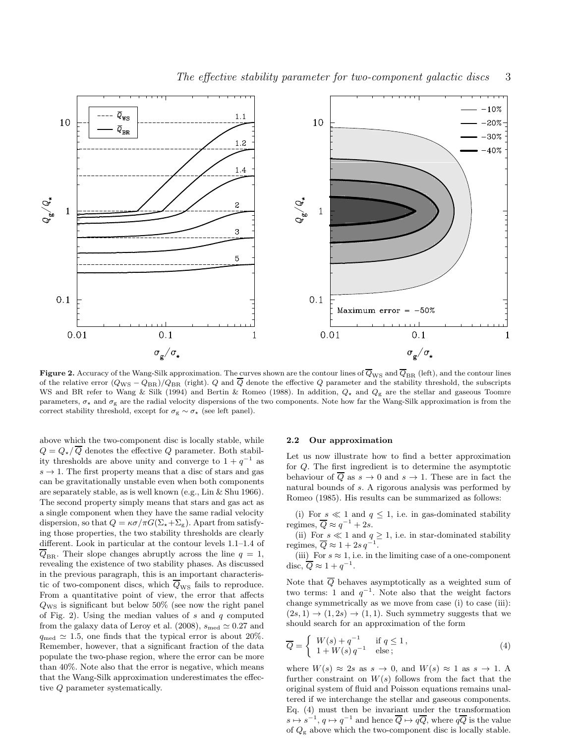**Figure 2.** Accuracy of the Wang-Silk approximation. The curves shown are the contour lines of $\overline{Q}_{\rm WS}$ and $\overline{Q}_{\rm BR}$ (left), and the contour lines of the relative error $(Q_{\rm WS}-Q_{\rm BR})/Q_{\rm BR}$ (right). $Q$ and $\overline{Q}$ denote the effective $Q$ parameter and the stability threshold, the subscripts WS and BR refer to Wang & Silk (1994) and Bertin & Romeo (1988). In addition, $Q_\star$ and $Q_{\rm g}$ are the stellar and gaseous Toomre parameters, $\sigma_\star$ and $\sigma_{\rm g}$ are the radial velocity dispersions of the two components. Note how far the Wang-Silk approximation is from the correct stability threshold, except for $\sigma_{\rm g}\sim\sigma_\star$ (see left panel).

above which the two-component disc is locally stable, while $Q=Q_\star/\overline{Q}$ denotes the effective $Q$ parameter. Both stability thresholds are above unity and converge to $1+q^{-1}$ as $s\rightarrow 1$. The first property means that a disc of stars and gas can be gravitationally unstable even when both components are separately stable, as is well known (e.g., Lin & Shu 1966). The second property simply means that stars and gas act as a single component when they have the same radial velocity dispersion, so that $Q=\kappa\sigma/\pi G(\Sigma_\star+\Sigma_{\rm g})$. Apart from satisfying those properties, the two stability thresholds are clearly different. Look in particular at the contour levels 1.1–1.4 of $\overline{Q}_{\rm BR}$. Their slope changes abruptly across the line $q=1$, revealing the existence of two stability phases. As discussed in the previous paragraph, this is an important characteristic of two-component discs, which $\overline{Q}_{\rm WS}$ fails to reproduce. From a quantitative point of view, the error that affects $Q_{\rm WS}$ is significant but below 50% (see now the right panel of Fig. 2). Using the median values of $s$ and $q$ computed from the galaxy data of Leroy et al. (2008), $s_{\rm med}\simeq 0.27$ and $q_{\rm med}\simeq 1.5$, one finds that the typical error is about 20%. Remember, however, that a significant fraction of the data populate the two-phase region, where the error can be more than 40%. Note also that the error is negative, which means that the Wang-Silk approximation underestimates the effective $Q$ parameter systematically.

## 2.2 Our approximation

Let us now illustrate how to find a better approximation for $Q$. The first ingredient is to determine the asymptotic behaviour of $\overline{Q}$ as $s\rightarrow 0$ and $s\rightarrow 1$. These are in fact the natural bounds of $s$. A rigorous analysis was performed by Romeo (1985). His results can be summarized as follows:

(i) For $s\ll 1$ and $q\leq 1$, i.e. in gas-dominated stability regimes, $\overline{Q}\approx q^{-1}+2s$.

(ii) For $s\ll 1$ and $q\geq 1$, i.e. in star-dominated stability regimes, $\overline{Q}\approx 1+2s\,q^{-1}$.

(iii) For $s\approx 1$, i.e. in the limiting case of a one-component disc, $\overline{Q}\approx 1+q^{-1}$.

Note that $\overline{Q}$ behaves asymptotically as a weighted sum of two terms: 1 and $q^{-1}$. Note also that the weight factors change symmetrically as we move from case (i) to case (iii): $(2s,1)\rightarrow(1,2s)\rightarrow(1,1)$. Such symmetry suggests that we should search for an approximation of the form

$$\overline{Q}=\begin{cases} W(s)+q^{-1} & \text{if } q\leq 1\,,\\ 1+W(s)\,q^{-1} & \text{else}\,;\end{cases} \tag{4}$$

where $W(s)\approx 2s$ as $s\rightarrow 0$, and $W(s)\approx 1$ as $s\rightarrow 1$. A further constraint on $W(s)$ follows from the fact that the original system of fluid and Poisson equations remains unaltered if we interchange the stellar and gaseous components. Eq. (4) must then be invariant under the transformation $s\mapsto s^{-1}$, $q\mapsto q^{-1}$ and hence $\overline{Q}\mapsto q\overline{Q}$, where $q\overline{Q}$ is the value of $Q_{\rm g}$ above which the two-component disc is locally stable.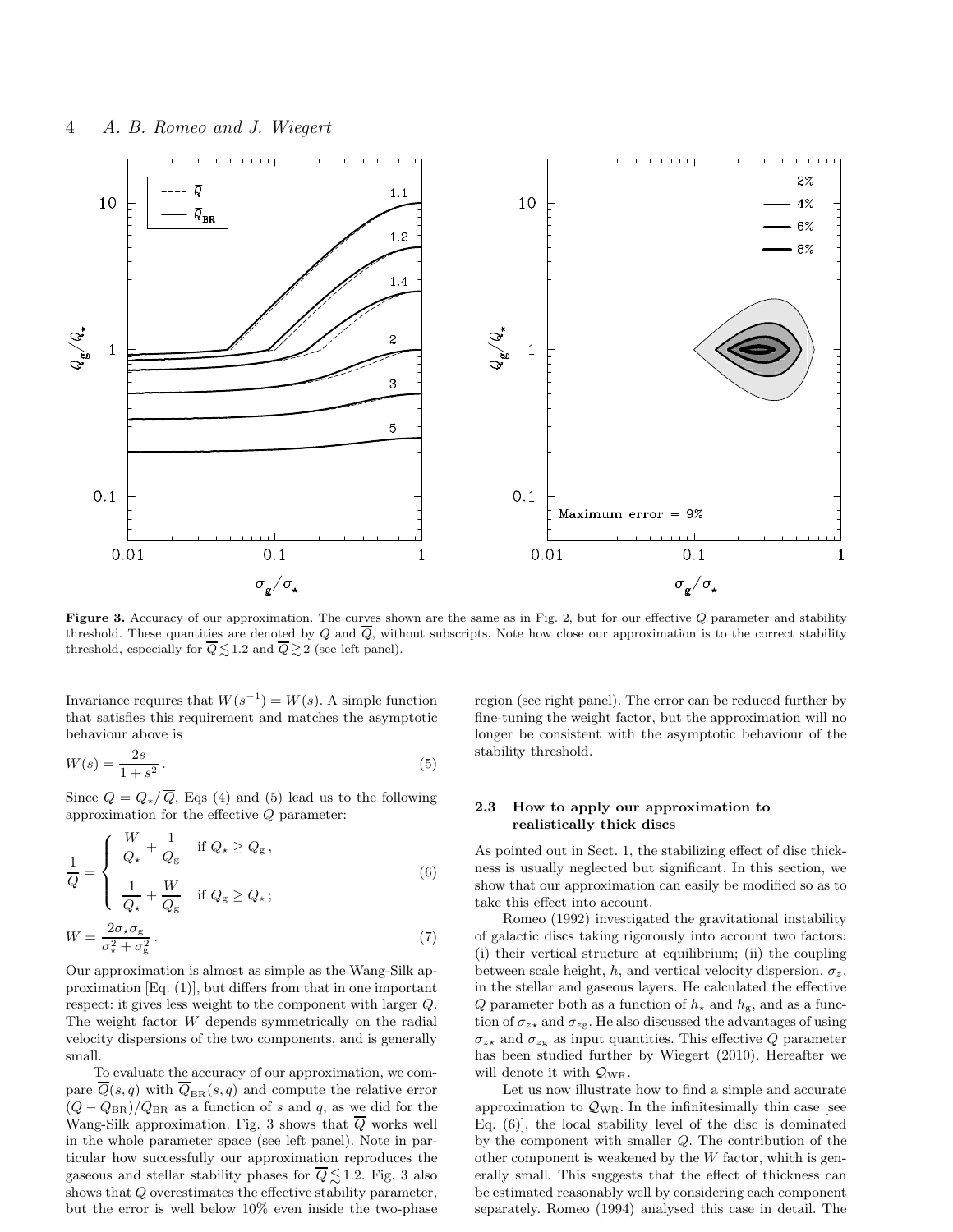**Figure 3.** Accuracy of our approximation. The curves shown are the same as in Fig. 2, but for our effective $Q$ parameter and stability threshold. These quantities are denoted by $Q$ and $\overline{Q}$, without subscripts. Note how close our approximation is to the correct stability threshold, especially for $\overline{Q} \lesssim 1.2$ and $\overline{Q} \gtrsim 2$ (see left panel).

Invariance requires that $W(s^{-1}) = W(s)$. A simple function that satisfies this requirement and matches the asymptotic behaviour above is

$$W(s) = \frac{2s}{1+s^2}\,. \tag{5}$$

Since $Q = Q_\star/\overline{Q}$, Eqs (4) and (5) lead us to the following approximation for the effective $Q$ parameter:

$$\frac{1}{Q} = \begin{cases} \dfrac{W}{Q_\star} + \dfrac{1}{Q_\mathrm{g}} & \text{if } Q_\star \geq Q_\mathrm{g}\,, \\[2ex] \dfrac{1}{Q_\star} + \dfrac{W}{Q_\mathrm{g}} & \text{if } Q_\mathrm{g} \geq Q_\star\,; \end{cases} \tag{6}$$

$$W = \frac{2\sigma_\star\sigma_\mathrm{g}}{\sigma_\star^2 + \sigma_\mathrm{g}^2}\,. \tag{7}$$

Our approximation is almost as simple as the Wang-Silk approximation [Eq. (1)], but differs from that in one important respect: it gives less weight to the component with larger $Q$. The weight factor $W$ depends symmetrically on the radial velocity dispersions of the two components, and is generally small.

To evaluate the accuracy of our approximation, we compare $\overline{Q}(s,q)$ with $\overline{Q}_\mathrm{BR}(s,q)$ and compute the relative error $(Q - Q_\mathrm{BR})/Q_\mathrm{BR}$ as a function of $s$ and $q$, as we did for the Wang-Silk approximation. Fig. 3 shows that $\overline{Q}$ works well in the whole parameter space (see left panel). Note in particular how successfully our approximation reproduces the gaseous and stellar stability phases for $\overline{Q} \lesssim 1.2$. Fig. 3 also shows that $Q$ overestimates the effective stability parameter, but the error is well below 10% even inside the two-phase region (see right panel). The error can be reduced further by fine-tuning the weight factor, but the approximation will no longer be consistent with the asymptotic behaviour of the stability threshold.

### 2.3 How to apply our approximation to realistically thick discs

As pointed out in Sect. 1, the stabilizing effect of disc thickness is usually neglected but significant. In this section, we show that our approximation can easily be modified so as to take this effect into account.

Romeo (1992) investigated the gravitational instability of galactic discs taking rigorously into account two factors: (i) their vertical structure at equilibrium; (ii) the coupling between scale height, $h$, and vertical velocity dispersion, $\sigma_z$, in the stellar and gaseous layers. He calculated the effective $Q$ parameter both as a function of $h_\star$ and $h_\mathrm{g}$, and as a function of $\sigma_{z\star}$ and $\sigma_{z\mathrm{g}}$. He also discussed the advantages of using $\sigma_{z\star}$ and $\sigma_{z\mathrm{g}}$ as input quantities. This effective $Q$ parameter has been studied further by Wiegert (2010). Hereafter we will denote it with $\mathcal{Q}_\mathrm{WR}$.

Let us now illustrate how to find a simple and accurate approximation to $\mathcal{Q}_\mathrm{WR}$. In the infinitesimally thin case [see Eq. (6)], the local stability level of the disc is dominated by the component with smaller $Q$. The contribution of the other component is weakened by the $W$ factor, which is generally small. This suggests that the effect of thickness can be estimated reasonably well by considering each component separately. Romeo (1994) analysed this case in detail. The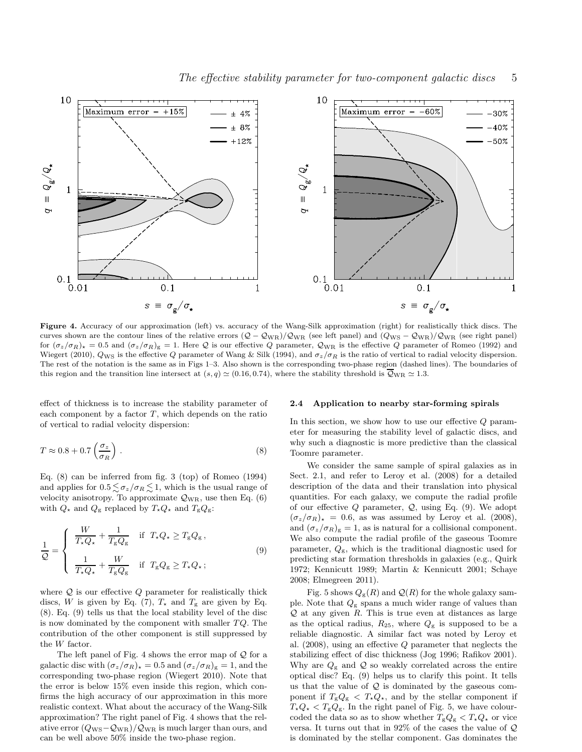**Figure 4.** Accuracy of our approximation (left) vs. accuracy of the Wang-Silk approximation (right) for realistically thick discs. The curves shown are the contour lines of the relative errors $(\mathcal{Q}-\mathcal{Q}_{\rm WR})/\mathcal{Q}_{\rm WR}$ (see left panel) and $(Q_{\rm WS}-\mathcal{Q}_{\rm WR})/\mathcal{Q}_{\rm WR}$ (see right panel) for $(\sigma_z/\sigma_R)_\star = 0.5$ and $(\sigma_z/\sigma_R)_{\rm g} = 1$. Here $\mathcal{Q}$ is our effective $Q$ parameter, $\mathcal{Q}_{\rm WR}$ is the effective $Q$ parameter of Romeo (1992) and Wiegert (2010), $Q_{\rm WS}$ is the effective $Q$ parameter of Wang & Silk (1994), and $\sigma_z/\sigma_R$ is the ratio of vertical to radial velocity dispersion. The rest of the notation is the same as in Figs 1–3. Also shown is the corresponding two-phase region (dashed lines). The boundaries of this region and the transition line intersect at $(s,q)\simeq(0.16,0.74)$, where the stability threshold is $\overline{\mathcal{Q}}_{\rm WR}\simeq 1.3$.

effect of thickness is to increase the stability parameter of each component by a factor $T$, which depends on the ratio of vertical to radial velocity dispersion:

$$T \approx 0.8 + 0.7\left(\frac{\sigma_z}{\sigma_R}\right). \tag{8}$$

Eq. (8) can be inferred from fig. 3 (top) of Romeo (1994) and applies for $0.5 \lesssim \sigma_z/\sigma_R \lesssim 1$, which is the usual range of velocity anisotropy. To approximate $\mathcal{Q}_{\rm WR}$, use then Eq. (6) with $Q_\star$ and $Q_{\rm g}$ replaced by $T_\star Q_\star$ and $T_{\rm g} Q_{\rm g}$:

$$\frac{1}{\mathcal{Q}} = \begin{cases} \dfrac{W}{T_\star Q_\star} + \dfrac{1}{T_{\rm g} Q_{\rm g}} & \text{if } \ T_\star Q_\star \geq T_{\rm g} Q_{\rm g}\,, \\[2ex] \dfrac{1}{T_\star Q_\star} + \dfrac{W}{T_{\rm g} Q_{\rm g}} & \text{if } \ T_{\rm g} Q_{\rm g} \geq T_\star Q_\star\,; \end{cases} \tag{9}$$

where $\mathcal{Q}$ is our effective $Q$ parameter for realistically thick discs, $W$ is given by Eq. (7), $T_\star$ and $T_{\rm g}$ are given by Eq. (8). Eq. (9) tells us that the local stability level of the disc is now dominated by the component with smaller $TQ$. The contribution of the other component is still suppressed by the $W$ factor.

The left panel of Fig. 4 shows the error map of $\mathcal{Q}$ for a galactic disc with $(\sigma_z/\sigma_R)_\star = 0.5$ and $(\sigma_z/\sigma_R)_{\rm g} = 1$, and the corresponding two-phase region (Wiegert 2010). Note that the error is below 15% even inside this region, which confirms the high accuracy of our approximation in this more realistic context. What about the accuracy of the Wang-Silk approximation? The right panel of Fig. 4 shows that the relative error $(Q_{\rm WS}-\mathcal{Q}_{\rm WR})/\mathcal{Q}_{\rm WR}$ is much larger than ours, and can be well above 50% inside the two-phase region.

### 2.4 Application to nearby star-forming spirals

In this section, we show how to use our effective $Q$ parameter for measuring the stability level of galactic discs, and why such a diagnostic is more predictive than the classical Toomre parameter.

We consider the same sample of spiral galaxies as in Sect. 2.1, and refer to Leroy et al. (2008) for a detailed description of the data and their translation into physical quantities. For each galaxy, we compute the radial profile of our effective $Q$ parameter, $\mathcal{Q}$, using Eq. (9). We adopt $(\sigma_z/\sigma_R)_\star = 0.6$, as was assumed by Leroy et al. (2008), and $(\sigma_z/\sigma_R)_{\rm g} = 1$, as is natural for a collisional component. We also compute the radial profile of the gaseous Toomre parameter, $Q_{\rm g}$, which is the traditional diagnostic used for predicting star formation thresholds in galaxies (e.g., Quirk 1972; Kennicutt 1989; Martin & Kennicutt 2001; Schaye 2008; Elmegreen 2011).

Fig. 5 shows $Q_{\rm g}(R)$ and $\mathcal{Q}(R)$ for the whole galaxy sample. Note that $Q_{\rm g}$ spans a much wider range of values than $\mathcal{Q}$ at any given $R$. This is true even at distances as large as the optical radius, $R_{25}$, where $Q_{\rm g}$ is supposed to be a reliable diagnostic. A similar fact was noted by Leroy et al. (2008), using an effective $Q$ parameter that neglects the stabilizing effect of disc thickness (Jog 1996; Rafikov 2001). Why are $Q_{\rm g}$ and $\mathcal{Q}$ so weakly correlated across the entire optical disc? Eq. (9) helps us to clarify this point. It tells us that the value of $\mathcal{Q}$ is dominated by the gaseous component if $T_{\rm g} Q_{\rm g} < T_\star Q_\star$, and by the stellar component if $T_\star Q_\star < T_{\rm g} Q_{\rm g}$. In the right panel of Fig. 5, we have colour-coded the data so as to show whether $T_{\rm g} Q_{\rm g} < T_\star Q_\star$ or vice versa. It turns out that in 92% of the cases the value of $\mathcal{Q}$ is dominated by the stellar component. Gas dominates the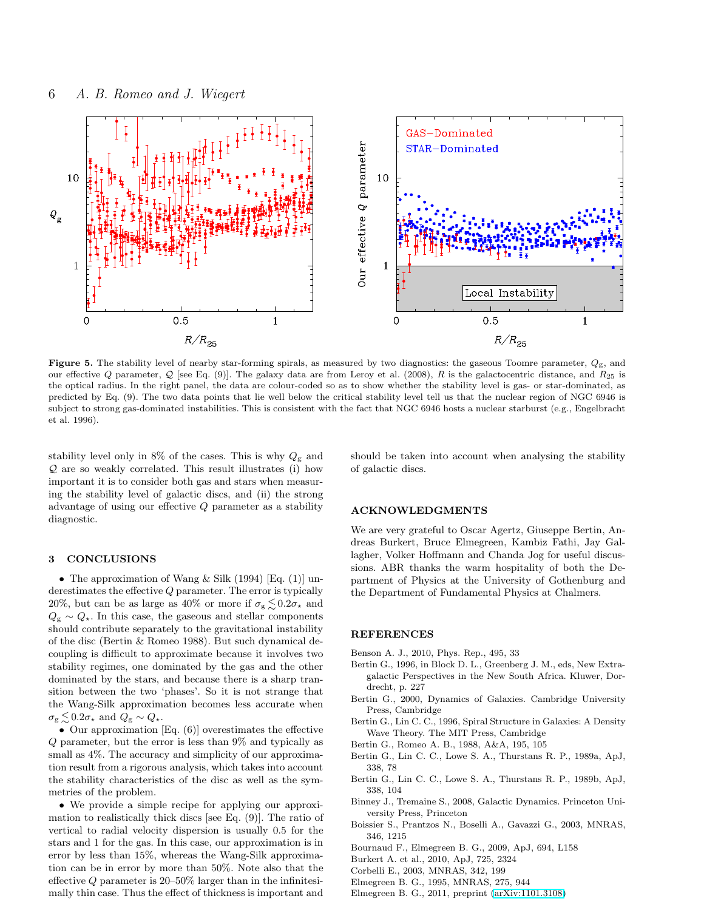**Figure 5.** The stability level of nearby star-forming spirals, as measured by two diagnostics: the gaseous Toomre parameter, $Q_{\rm g}$, and our effective $Q$ parameter, $\mathcal{Q}$ [see Eq. (9)]. The galaxy data are from Leroy et al. (2008), $R$ is the galactocentric distance, and $R_{25}$ is the optical radius. In the right panel, the data are colour-coded so as to show whether the stability level is gas- or star-dominated, as predicted by Eq. (9). The two data points that lie well below the critical stability level tell us that the nuclear region of NGC 6946 is subject to strong gas-dominated instabilities. This is consistent with the fact that NGC 6946 hosts a nuclear starburst (e.g., Engelbracht et al. 1996).

stability level only in 8% of the cases. This is why $Q_{\rm g}$ and $\mathcal{Q}$ are so weakly correlated. This result illustrates (i) how important it is to consider both gas and stars when measuring the stability level of galactic discs, and (ii) the strong advantage of using our effective $Q$ parameter as a stability diagnostic.

## 3 CONCLUSIONS

- The approximation of Wang & Silk (1994) [Eq. (1)] underestimates the effective $Q$ parameter. The error is typically 20%, but can be as large as 40% or more if $\sigma_{\rm g} \lesssim 0.2\sigma_\star$ and $Q_{\rm g} \sim Q_\star$. In this case, the gaseous and stellar components should contribute separately to the gravitational instability of the disc (Bertin & Romeo 1988). But such dynamical decoupling is difficult to approximate because it involves two stability regimes, one dominated by the gas and the other dominated by the stars, and because there is a sharp transition between the two 'phases'. So it is not strange that the Wang-Silk approximation becomes less accurate when $\sigma_{\rm g} \lesssim 0.2\sigma_\star$ and $Q_{\rm g} \sim Q_\star$.
- Our approximation [Eq. (6)] overestimates the effective $Q$ parameter, but the error is less than 9% and typically as small as 4%. The accuracy and simplicity of our approximation result from a rigorous analysis, which takes into account the stability characteristics of the disc as well as the symmetries of the problem.
- We provide a simple recipe for applying our approximation to realistically thick discs [see Eq. (9)]. The ratio of vertical to radial velocity dispersion is usually 0.5 for the stars and 1 for the gas. In this case, our approximation is in error by less than 15%, whereas the Wang-Silk approximation can be in error by more than 50%. Note also that the effective $Q$ parameter is 20–50% larger than in the infinitesimally thin case. Thus the effect of thickness is important and should be taken into account when analysing the stability of galactic discs.

## ACKNOWLEDGMENTS

We are very grateful to Oscar Agertz, Giuseppe Bertin, Andreas Burkert, Bruce Elmegreen, Kambiz Fathi, Jay Gallagher, Volker Hoffmann and Chanda Jog for useful discussions. ABR thanks the warm hospitality of both the Department of Physics at the University of Gothenburg and the Department of Fundamental Physics at Chalmers.

## REFERENCES

Benson A. J., 2010, Phys. Rep., 495, 33

Bertin G., 1996, in Block D. L., Greenberg J. M., eds, New Extragalactic Perspectives in the New South Africa. Kluwer, Dordrecht, p. 227

Bertin G., 2000, Dynamics of Galaxies. Cambridge University Press, Cambridge

Bertin G., Lin C. C., 1996, Spiral Structure in Galaxies: A Density Wave Theory. The MIT Press, Cambridge

Bertin G., Romeo A. B., 1988, A&A, 195, 105

Bertin G., Lin C. C., Lowe S. A., Thurstans R. P., 1989a, ApJ, 338, 78

Bertin G., Lin C. C., Lowe S. A., Thurstans R. P., 1989b, ApJ, 338, 104

Binney J., Tremaine S., 2008, Galactic Dynamics. Princeton University Press, Princeton

Boissier S., Prantzos N., Boselli A., Gavazzi G., 2003, MNRAS, 346, 1215

Bournaud F., Elmegreen B. G., 2009, ApJ, 694, L158

Burkert A. et al., 2010, ApJ, 725, 2324

Corbelli E., 2003, MNRAS, 342, 199

Elmegreen B. G., 1995, MNRAS, 275, 944

Elmegreen B. G., 2011, preprint (arXiv:1101.3108)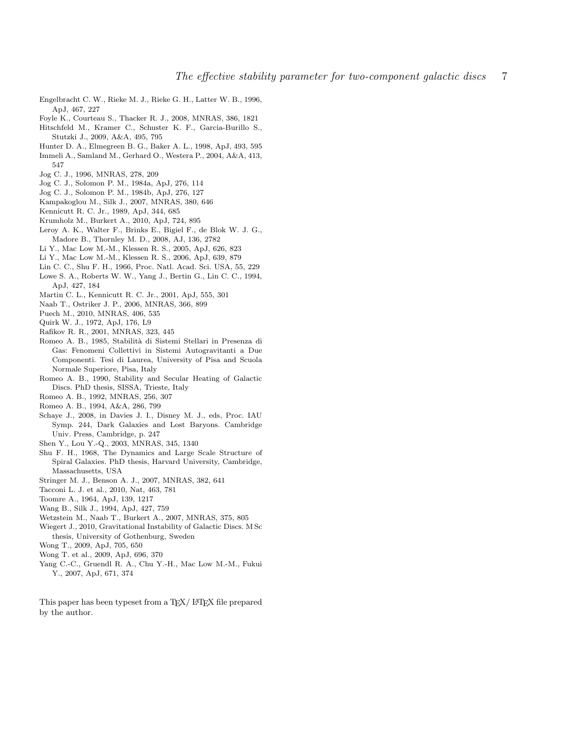Engelbracht C. W., Rieke M. J., Rieke G. H., Latter W. B., 1996, ApJ, 467, 227

Foyle K., Courteau S., Thacker R. J., 2008, MNRAS, 386, 1821

Hitschfeld M., Kramer C., Schuster K. F., Garcia-Burillo S., Stutzki J., 2009, A&A, 495, 795

Hunter D. A., Elmegreen B. G., Baker A. L., 1998, ApJ, 493, 595

Immeli A., Samland M., Gerhard O., Westera P., 2004, A&A, 413, 547

Jog C. J., 1996, MNRAS, 278, 209

Jog C. J., Solomon P. M., 1984a, ApJ, 276, 114

Jog C. J., Solomon P. M., 1984b, ApJ, 276, 127

Kampakoglou M., Silk J., 2007, MNRAS, 380, 646

Kennicutt R. C. Jr., 1989, ApJ, 344, 685

Krumholz M., Burkert A., 2010, ApJ, 724, 895

Leroy A. K., Walter F., Brinks E., Bigiel F., de Blok W. J. G., Madore B., Thornley M. D., 2008, AJ, 136, 2782

Li Y., Mac Low M.-M., Klessen R. S., 2005, ApJ, 626, 823

Li Y., Mac Low M.-M., Klessen R. S., 2006, ApJ, 639, 879

Lin C. C., Shu F. H., 1966, Proc. Natl. Acad. Sci. USA, 55, 229

Lowe S. A., Roberts W. W., Yang J., Bertin G., Lin C. C., 1994, ApJ, 427, 184

Martin C. L., Kennicutt R. C. Jr., 2001, ApJ, 555, 301

Naab T., Ostriker J. P., 2006, MNRAS, 366, 899

Puech M., 2010, MNRAS, 406, 535

Quirk W. J., 1972, ApJ, 176, L9

Rafikov R. R., 2001, MNRAS, 323, 445

Romeo A. B., 1985, Stabilità di Sistemi Stellari in Presenza di Gas: Fenomeni Collettivi in Sistemi Autogravitanti a Due Componenti. Tesi di Laurea, University of Pisa and Scuola Normale Superiore, Pisa, Italy

Romeo A. B., 1990, Stability and Secular Heating of Galactic Discs. PhD thesis, SISSA, Trieste, Italy

Romeo A. B., 1992, MNRAS, 256, 307

Romeo A. B., 1994, A&A, 286, 799

Schaye J., 2008, in Davies J. I., Disney M. J., eds, Proc. IAU Symp. 244, Dark Galaxies and Lost Baryons. Cambridge Univ. Press, Cambridge, p. 247

Shen Y., Lou Y.-Q., 2003, MNRAS, 345, 1340

Shu F. H., 1968, The Dynamics and Large Scale Structure of Spiral Galaxies. PhD thesis, Harvard University, Cambridge, Massachusetts, USA

Stringer M. J., Benson A. J., 2007, MNRAS, 382, 641

Tacconi L. J. et al., 2010, Nat, 463, 781

Toomre A., 1964, ApJ, 139, 1217

Wang B., Silk J., 1994, ApJ, 427, 759

Wetzstein M., Naab T., Burkert A., 2007, MNRAS, 375, 805

Wiegert J., 2010, Gravitational Instability of Galactic Discs. M Sc thesis, University of Gothenburg, Sweden

Wong T., 2009, ApJ, 705, 650

Wong T. et al., 2009, ApJ, 696, 370

Yang C.-C., Gruendl R. A., Chu Y.-H., Mac Low M.-M., Fukui Y., 2007, ApJ, 671, 374

This paper has been typeset from a TEX/ LATEX file prepared by the author.